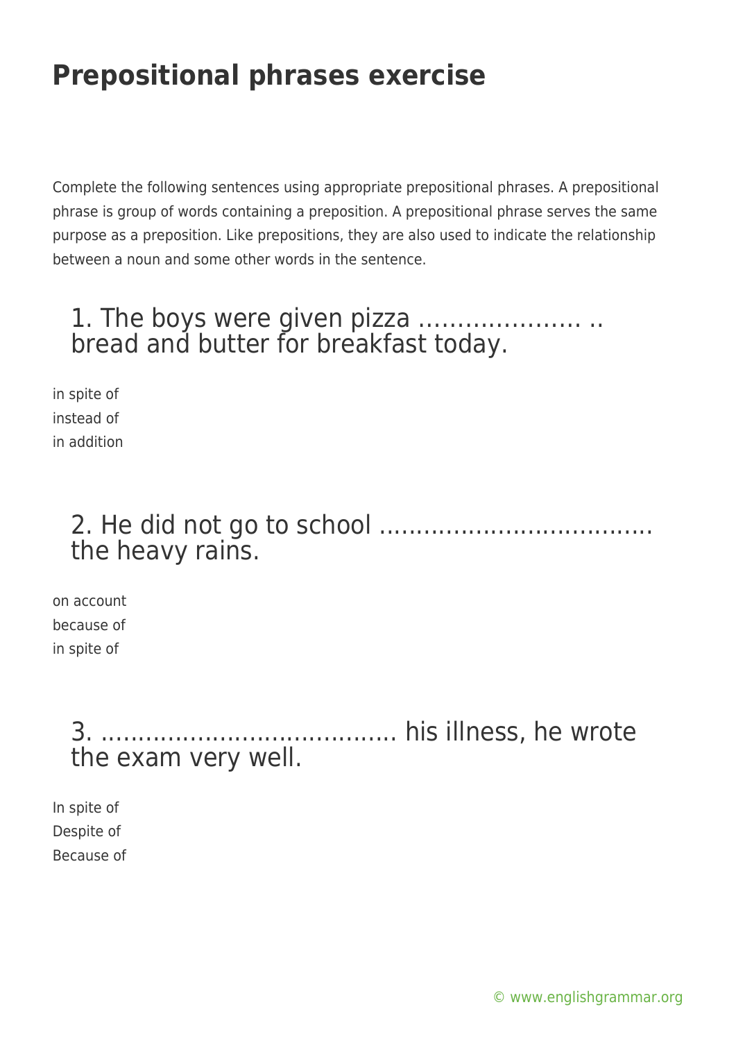# Prepositional phrases exercise

Complete the following sentences using appropriate prepositional phrases. A prepositional phrase is group of words containing a preposition. A prepositional phrase serves the same purpose as a preposition. Like prepositions, they are also used to indicate the relationship between a noun and some other words in the sentence.

## 1. The boys were given pizza ………………… .. bread and butter for breakfast today.

in spite of
instead of
in addition

## 2. He did not go to school ……………………………… the heavy rains.

on account
because of
in spite of

## 3. ………………………………… his illness, he wrote the exam very well.

In spite of
Despite of
Because of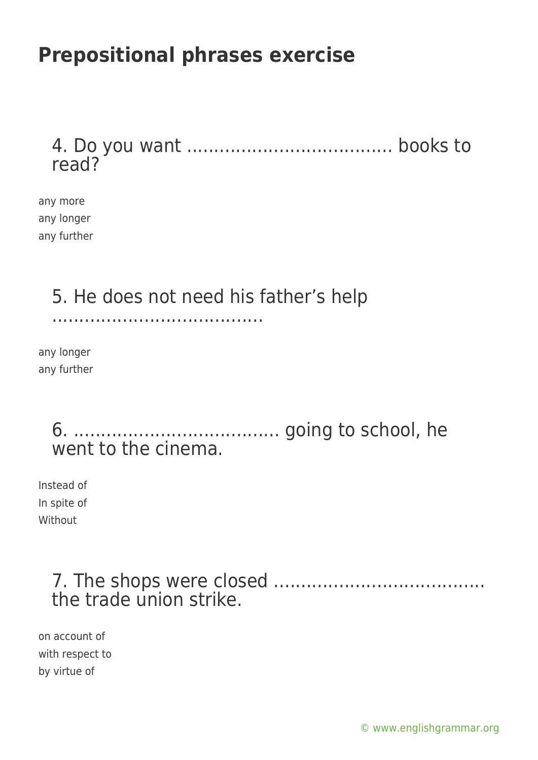# Prepositional phrases exercise

4. Do you want ...................................... books to read?

any more
any longer
any further

5. He does not need his father's help .......................................

any longer
any further

6. ...................................... going to school, he went to the cinema.

Instead of
In spite of
Without

7. The shops were closed ...................................... the trade union strike.

on account of
with respect to
by virtue of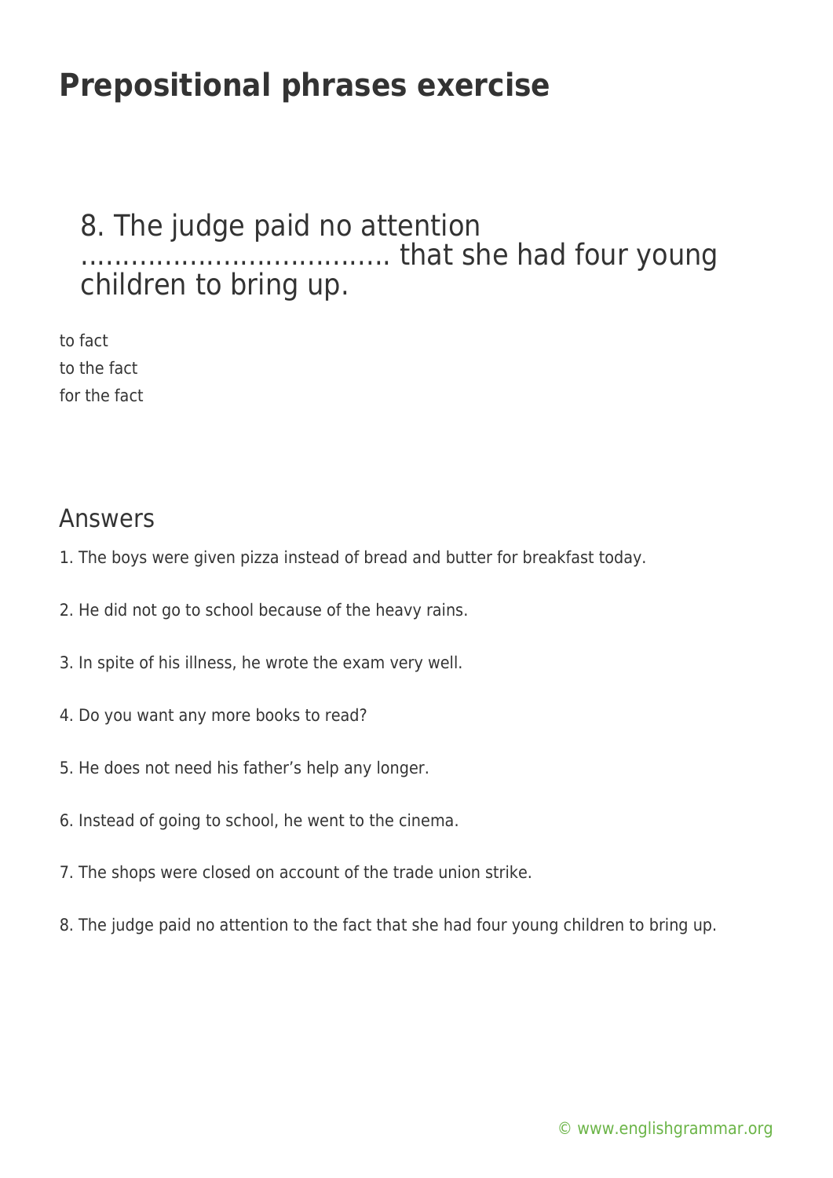# Prepositional phrases exercise

## 8. The judge paid no attention ………………………………. that she had four young children to bring up.

to fact
to the fact
for the fact

## Answers

1. The boys were given pizza instead of bread and butter for breakfast today.

2. He did not go to school because of the heavy rains.

3. In spite of his illness, he wrote the exam very well.

4. Do you want any more books to read?

5. He does not need his father's help any longer.

6. Instead of going to school, he went to the cinema.

7. The shops were closed on account of the trade union strike.

8. The judge paid no attention to the fact that she had four young children to bring up.

© www.englishgrammar.org